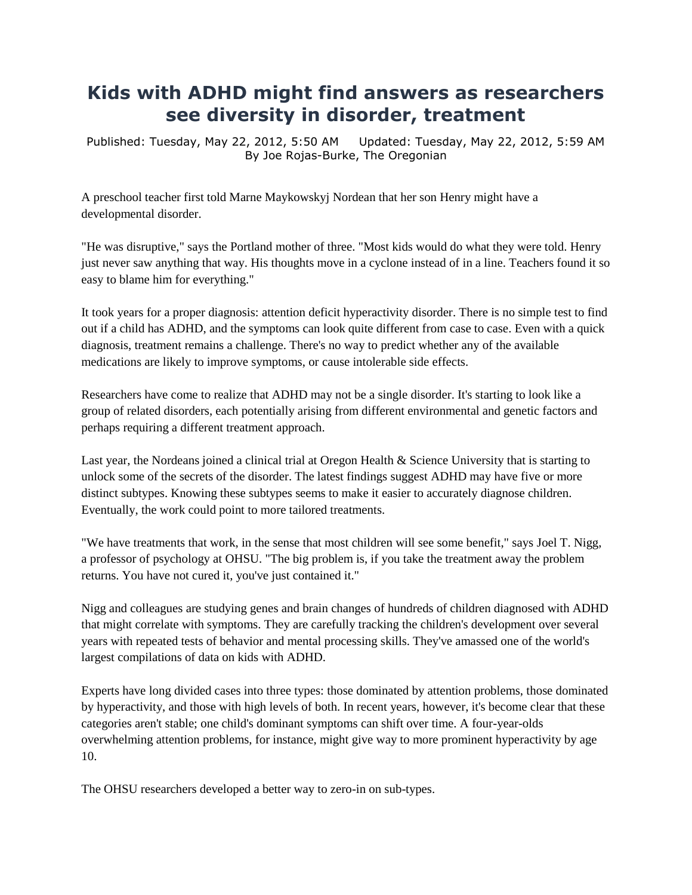# Kids with ADHD might find answers as researchers see diversity in disorder, treatment

Published: Tuesday, May 22, 2012, 5:50 AM     Updated: Tuesday, May 22, 2012, 5:59 AM
By Joe Rojas-Burke, The Oregonian

A preschool teacher first told Marne Maykowskyj Nordean that her son Henry might have a developmental disorder.

"He was disruptive," says the Portland mother of three. "Most kids would do what they were told. Henry just never saw anything that way. His thoughts move in a cyclone instead of in a line. Teachers found it so easy to blame him for everything."

It took years for a proper diagnosis: attention deficit hyperactivity disorder. There is no simple test to find out if a child has ADHD, and the symptoms can look quite different from case to case. Even with a quick diagnosis, treatment remains a challenge. There's no way to predict whether any of the available medications are likely to improve symptoms, or cause intolerable side effects.

Researchers have come to realize that ADHD may not be a single disorder. It's starting to look like a group of related disorders, each potentially arising from different environmental and genetic factors and perhaps requiring a different treatment approach.

Last year, the Nordeans joined a clinical trial at Oregon Health & Science University that is starting to unlock some of the secrets of the disorder. The latest findings suggest ADHD may have five or more distinct subtypes. Knowing these subtypes seems to make it easier to accurately diagnose children. Eventually, the work could point to more tailored treatments.

"We have treatments that work, in the sense that most children will see some benefit," says Joel T. Nigg, a professor of psychology at OHSU. "The big problem is, if you take the treatment away the problem returns. You have not cured it, you've just contained it."

Nigg and colleagues are studying genes and brain changes of hundreds of children diagnosed with ADHD that might correlate with symptoms. They are carefully tracking the children's development over several years with repeated tests of behavior and mental processing skills. They've amassed one of the world's largest compilations of data on kids with ADHD.

Experts have long divided cases into three types: those dominated by attention problems, those dominated by hyperactivity, and those with high levels of both. In recent years, however, it's become clear that these categories aren't stable; one child's dominant symptoms can shift over time. A four-year-olds overwhelming attention problems, for instance, might give way to more prominent hyperactivity by age 10.

The OHSU researchers developed a better way to zero-in on sub-types.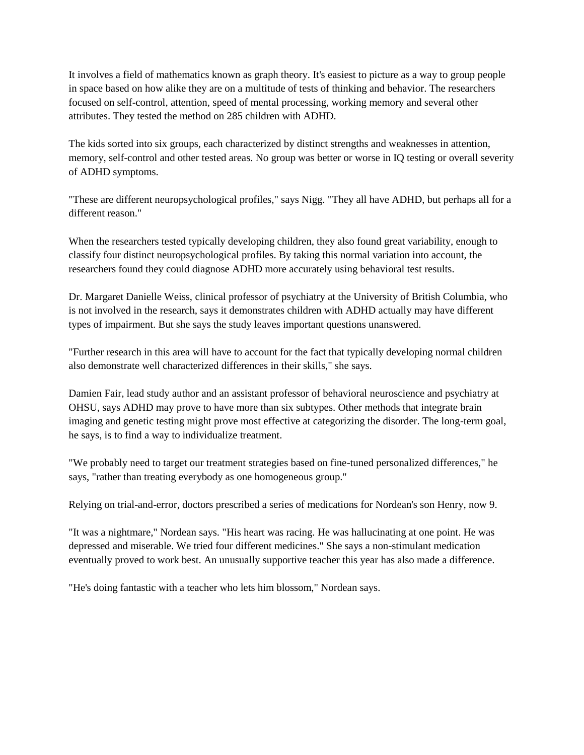It involves a field of mathematics known as graph theory. It's easiest to picture as a way to group people in space based on how alike they are on a multitude of tests of thinking and behavior. The researchers focused on self-control, attention, speed of mental processing, working memory and several other attributes. They tested the method on 285 children with ADHD.

The kids sorted into six groups, each characterized by distinct strengths and weaknesses in attention, memory, self-control and other tested areas. No group was better or worse in IQ testing or overall severity of ADHD symptoms.

"These are different neuropsychological profiles," says Nigg. "They all have ADHD, but perhaps all for a different reason."

When the researchers tested typically developing children, they also found great variability, enough to classify four distinct neuropsychological profiles. By taking this normal variation into account, the researchers found they could diagnose ADHD more accurately using behavioral test results.

Dr. Margaret Danielle Weiss, clinical professor of psychiatry at the University of British Columbia, who is not involved in the research, says it demonstrates children with ADHD actually may have different types of impairment. But she says the study leaves important questions unanswered.

"Further research in this area will have to account for the fact that typically developing normal children also demonstrate well characterized differences in their skills," she says.

Damien Fair, lead study author and an assistant professor of behavioral neuroscience and psychiatry at OHSU, says ADHD may prove to have more than six subtypes. Other methods that integrate brain imaging and genetic testing might prove most effective at categorizing the disorder. The long-term goal, he says, is to find a way to individualize treatment.

"We probably need to target our treatment strategies based on fine-tuned personalized differences," he says, "rather than treating everybody as one homogeneous group."

Relying on trial-and-error, doctors prescribed a series of medications for Nordean's son Henry, now 9.

"It was a nightmare," Nordean says. "His heart was racing. He was hallucinating at one point. He was depressed and miserable. We tried four different medicines." She says a non-stimulant medication eventually proved to work best. An unusually supportive teacher this year has also made a difference.

"He's doing fantastic with a teacher who lets him blossom," Nordean says.